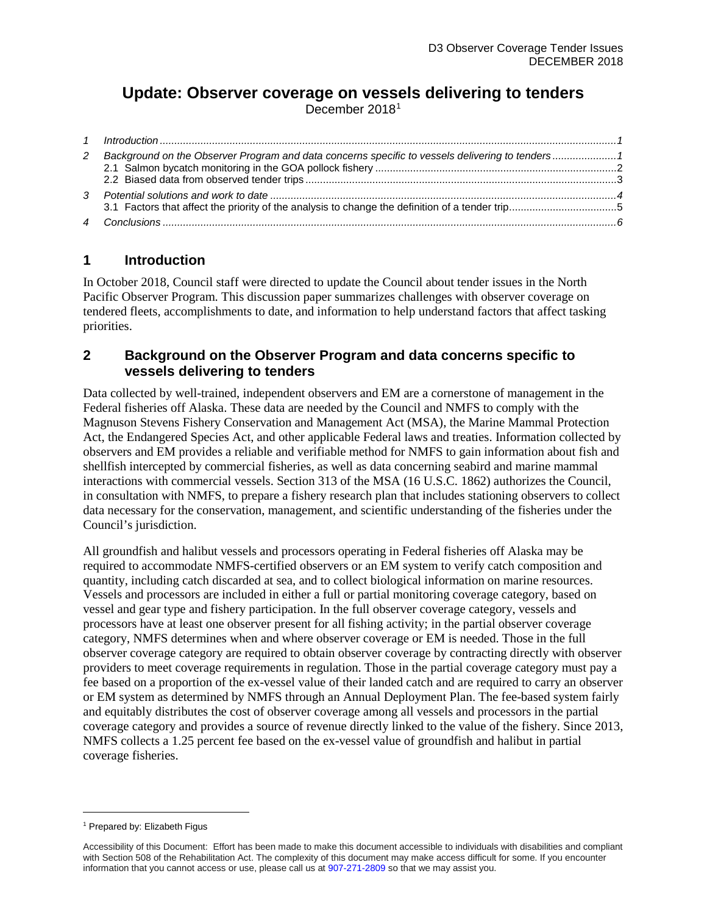# Update: Observer coverage on vessels delivering to tenders

December 2018[1]

1 Introduction ............................................................................................................................................1
2 Background on the Observer Program and data concerns specific to vessels delivering to tenders ......................1
  2.1 Salmon bycatch monitoring in the GOA pollock fishery ..................................................................................2
  2.2 Biased data from observed tender trips ..........................................................................................................3
3 Potential solutions and work to date ......................................................................................................................4
  3.1 Factors that affect the priority of the analysis to change the definition of a tender trip....................................5
4 Conclusions ...........................................................................................................................................................6

## 1 Introduction

In October 2018, Council staff were directed to update the Council about tender issues in the North Pacific Observer Program. This discussion paper summarizes challenges with observer coverage on tendered fleets, accomplishments to date, and information to help understand factors that affect tasking priorities.

## 2 Background on the Observer Program and data concerns specific to vessels delivering to tenders

Data collected by well-trained, independent observers and EM are a cornerstone of management in the Federal fisheries off Alaska. These data are needed by the Council and NMFS to comply with the Magnuson Stevens Fishery Conservation and Management Act (MSA), the Marine Mammal Protection Act, the Endangered Species Act, and other applicable Federal laws and treaties. Information collected by observers and EM provides a reliable and verifiable method for NMFS to gain information about fish and shellfish intercepted by commercial fisheries, as well as data concerning seabird and marine mammal interactions with commercial vessels. Section 313 of the MSA (16 U.S.C. 1862) authorizes the Council, in consultation with NMFS, to prepare a fishery research plan that includes stationing observers to collect data necessary for the conservation, management, and scientific understanding of the fisheries under the Council's jurisdiction.

All groundfish and halibut vessels and processors operating in Federal fisheries off Alaska may be required to accommodate NMFS-certified observers or an EM system to verify catch composition and quantity, including catch discarded at sea, and to collect biological information on marine resources. Vessels and processors are included in either a full or partial monitoring coverage category, based on vessel and gear type and fishery participation. In the full observer coverage category, vessels and processors have at least one observer present for all fishing activity; in the partial observer coverage category, NMFS determines when and where observer coverage or EM is needed. Those in the full observer coverage category are required to obtain observer coverage by contracting directly with observer providers to meet coverage requirements in regulation. Those in the partial coverage category must pay a fee based on a proportion of the ex-vessel value of their landed catch and are required to carry an observer or EM system as determined by NMFS through an Annual Deployment Plan. The fee-based system fairly and equitably distributes the cost of observer coverage among all vessels and processors in the partial coverage category and provides a source of revenue directly linked to the value of the fishery. Since 2013, NMFS collects a 1.25 percent fee based on the ex-vessel value of groundfish and halibut in partial coverage fisheries.

[1] Prepared by: Elizabeth Figus

Accessibility of this Document: Effort has been made to make this document accessible to individuals with disabilities and compliant with Section 508 of the Rehabilitation Act. The complexity of this document may make access difficult for some. If you encounter information that you cannot access or use, please call us at 907-271-2809 so that we may assist you.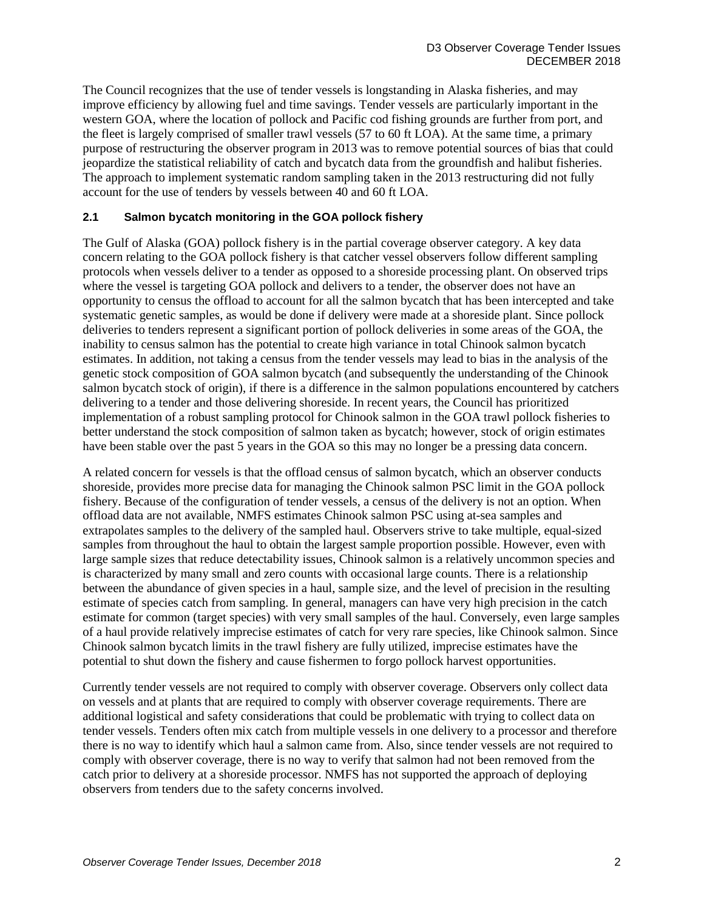The Council recognizes that the use of tender vessels is longstanding in Alaska fisheries, and may improve efficiency by allowing fuel and time savings. Tender vessels are particularly important in the western GOA, where the location of pollock and Pacific cod fishing grounds are further from port, and the fleet is largely comprised of smaller trawl vessels (57 to 60 ft LOA). At the same time, a primary purpose of restructuring the observer program in 2013 was to remove potential sources of bias that could jeopardize the statistical reliability of catch and bycatch data from the groundfish and halibut fisheries. The approach to implement systematic random sampling taken in the 2013 restructuring did not fully account for the use of tenders by vessels between 40 and 60 ft LOA.

### 2.1 Salmon bycatch monitoring in the GOA pollock fishery

The Gulf of Alaska (GOA) pollock fishery is in the partial coverage observer category. A key data concern relating to the GOA pollock fishery is that catcher vessel observers follow different sampling protocols when vessels deliver to a tender as opposed to a shoreside processing plant. On observed trips where the vessel is targeting GOA pollock and delivers to a tender, the observer does not have an opportunity to census the offload to account for all the salmon bycatch that has been intercepted and take systematic genetic samples, as would be done if delivery were made at a shoreside plant. Since pollock deliveries to tenders represent a significant portion of pollock deliveries in some areas of the GOA, the inability to census salmon has the potential to create high variance in total Chinook salmon bycatch estimates. In addition, not taking a census from the tender vessels may lead to bias in the analysis of the genetic stock composition of GOA salmon bycatch (and subsequently the understanding of the Chinook salmon bycatch stock of origin), if there is a difference in the salmon populations encountered by catchers delivering to a tender and those delivering shoreside. In recent years, the Council has prioritized implementation of a robust sampling protocol for Chinook salmon in the GOA trawl pollock fisheries to better understand the stock composition of salmon taken as bycatch; however, stock of origin estimates have been stable over the past 5 years in the GOA so this may no longer be a pressing data concern.

A related concern for vessels is that the offload census of salmon bycatch, which an observer conducts shoreside, provides more precise data for managing the Chinook salmon PSC limit in the GOA pollock fishery. Because of the configuration of tender vessels, a census of the delivery is not an option. When offload data are not available, NMFS estimates Chinook salmon PSC using at-sea samples and extrapolates samples to the delivery of the sampled haul. Observers strive to take multiple, equal-sized samples from throughout the haul to obtain the largest sample proportion possible. However, even with large sample sizes that reduce detectability issues, Chinook salmon is a relatively uncommon species and is characterized by many small and zero counts with occasional large counts. There is a relationship between the abundance of given species in a haul, sample size, and the level of precision in the resulting estimate of species catch from sampling. In general, managers can have very high precision in the catch estimate for common (target species) with very small samples of the haul. Conversely, even large samples of a haul provide relatively imprecise estimates of catch for very rare species, like Chinook salmon. Since Chinook salmon bycatch limits in the trawl fishery are fully utilized, imprecise estimates have the potential to shut down the fishery and cause fishermen to forgo pollock harvest opportunities.

Currently tender vessels are not required to comply with observer coverage. Observers only collect data on vessels and at plants that are required to comply with observer coverage requirements. There are additional logistical and safety considerations that could be problematic with trying to collect data on tender vessels. Tenders often mix catch from multiple vessels in one delivery to a processor and therefore there is no way to identify which haul a salmon came from. Also, since tender vessels are not required to comply with observer coverage, there is no way to verify that salmon had not been removed from the catch prior to delivery at a shoreside processor. NMFS has not supported the approach of deploying observers from tenders due to the safety concerns involved.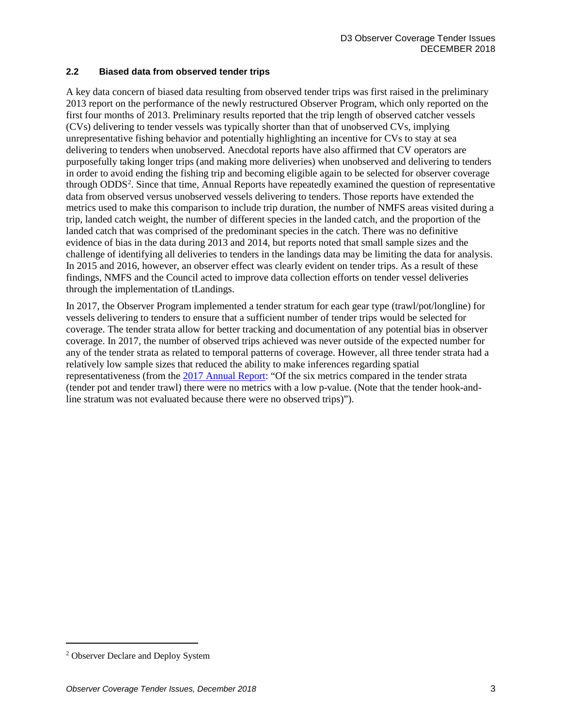### 2.2 Biased data from observed tender trips

A key data concern of biased data resulting from observed tender trips was first raised in the preliminary 2013 report on the performance of the newly restructured Observer Program, which only reported on the first four months of 2013. Preliminary results reported that the trip length of observed catcher vessels (CVs) delivering to tender vessels was typically shorter than that of unobserved CVs, implying unrepresentative fishing behavior and potentially highlighting an incentive for CVs to stay at sea delivering to tenders when unobserved. Anecdotal reports have also affirmed that CV operators are purposefully taking longer trips (and making more deliveries) when unobserved and delivering to tenders in order to avoid ending the fishing trip and becoming eligible again to be selected for observer coverage through ODDS[2]. Since that time, Annual Reports have repeatedly examined the question of representative data from observed versus unobserved vessels delivering to tenders. Those reports have extended the metrics used to make this comparison to include trip duration, the number of NMFS areas visited during a trip, landed catch weight, the number of different species in the landed catch, and the proportion of the landed catch that was comprised of the predominant species in the catch. There was no definitive evidence of bias in the data during 2013 and 2014, but reports noted that small sample sizes and the challenge of identifying all deliveries to tenders in the landings data may be limiting the data for analysis. In 2015 and 2016, however, an observer effect was clearly evident on tender trips. As a result of these findings, NMFS and the Council acted to improve data collection efforts on tender vessel deliveries through the implementation of tLandings.

In 2017, the Observer Program implemented a tender stratum for each gear type (trawl/pot/longline) for vessels delivering to tenders to ensure that a sufficient number of tender trips would be selected for coverage. The tender strata allow for better tracking and documentation of any potential bias in observer coverage. In 2017, the number of observed trips achieved was never outside of the expected number for any of the tender strata as related to temporal patterns of coverage. However, all three tender strata had a relatively low sample sizes that reduced the ability to make inferences regarding spatial representativeness (from the 2017 Annual Report: "Of the six metrics compared in the tender strata (tender pot and tender trawl) there were no metrics with a low p-value. (Note that the tender hook-and-line stratum was not evaluated because there were no observed trips)").

[2] Observer Declare and Deploy System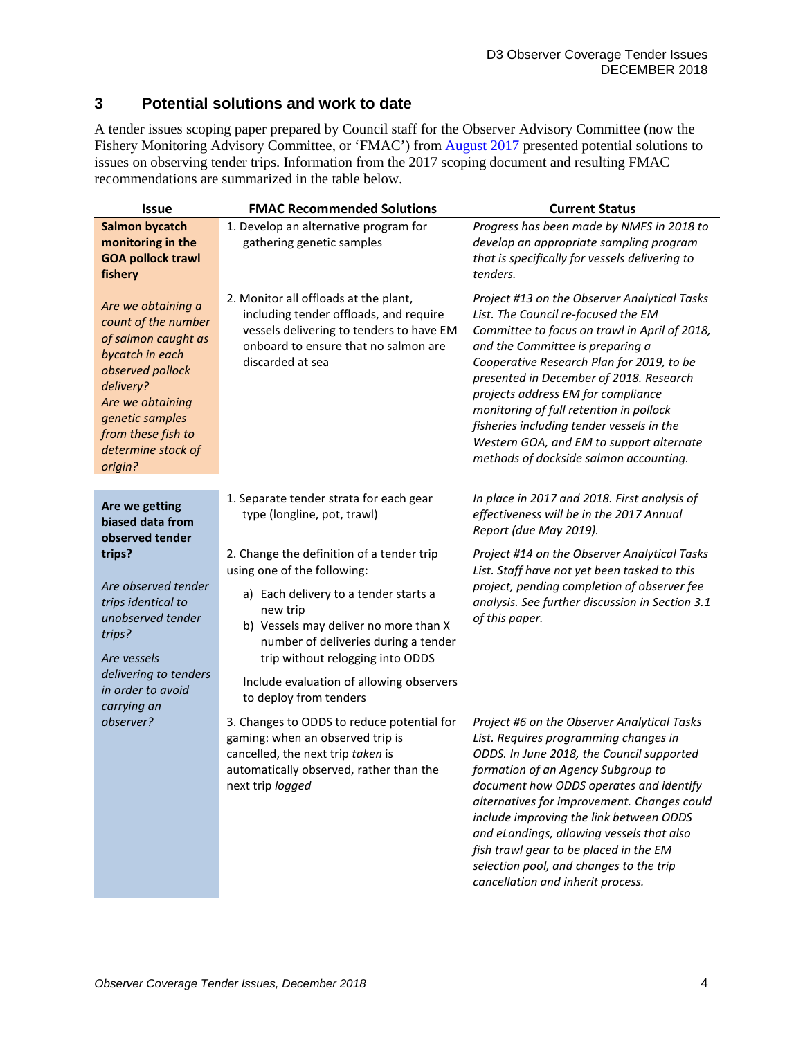## 3 Potential solutions and work to date

A tender issues scoping paper prepared by Council staff for the Observer Advisory Committee (now the Fishery Monitoring Advisory Committee, or 'FMAC') from August 2017 presented potential solutions to issues on observing tender trips. Information from the 2017 scoping document and resulting FMAC recommendations are summarized in the table below.

| Issue | FMAC Recommended Solutions | Current Status |
|---|---|---|
| **Salmon bycatch monitoring in the GOA pollock trawl fishery** | 1. Develop an alternative program for gathering genetic samples | *Progress has been made by NMFS in 2018 to develop an appropriate sampling program that is specifically for vessels delivering to tenders.* |
| *Are we obtaining a count of the number of salmon caught as bycatch in each observed pollock delivery? Are we obtaining genetic samples from these fish to determine stock of origin?* | 2. Monitor all offloads at the plant, including tender offloads, and require vessels delivering to tenders to have EM onboard to ensure that no salmon are discarded at sea | *Project #13 on the Observer Analytical Tasks List. The Council re-focused the EM Committee to focus on trawl in April of 2018, and the Committee is preparing a Cooperative Research Plan for 2019, to be presented in December of 2018. Research projects address EM for compliance monitoring of full retention in pollock fisheries including tender vessels in the Western GOA, and EM to support alternate methods of dockside salmon accounting.* |
| **Are we getting biased data from observed tender trips?** | 1. Separate tender strata for each gear type (longline, pot, trawl) | *In place in 2017 and 2018. First analysis of effectiveness will be in the 2017 Annual Report (due May 2019).* |
| *Are observed tender trips identical to unobserved tender trips?* *Are vessels delivering to tenders in order to avoid carrying an observer?* | 2. Change the definition of a tender trip using one of the following: a) Each delivery to a tender starts a new trip b) Vessels may deliver no more than X number of deliveries during a tender trip without relogging into ODDS. Include evaluation of allowing observers to deploy from tenders | *Project #14 on the Observer Analytical Tasks List. Staff have not yet been tasked to this project, pending completion of observer fee analysis. See further discussion in Section 3.1 of this paper.* |
| | 3. Changes to ODDS to reduce potential for gaming: when an observed trip is cancelled, the next trip *taken* is automatically observed, rather than the next trip *logged* | *Project #6 on the Observer Analytical Tasks List. Requires programming changes in ODDS. In June 2018, the Council supported formation of an Agency Subgroup to document how ODDS operates and identify alternatives for improvement. Changes could include improving the link between ODDS and eLandings, allowing vessels that also fish trawl gear to be placed in the EM selection pool, and changes to the trip cancellation and inherit process.* |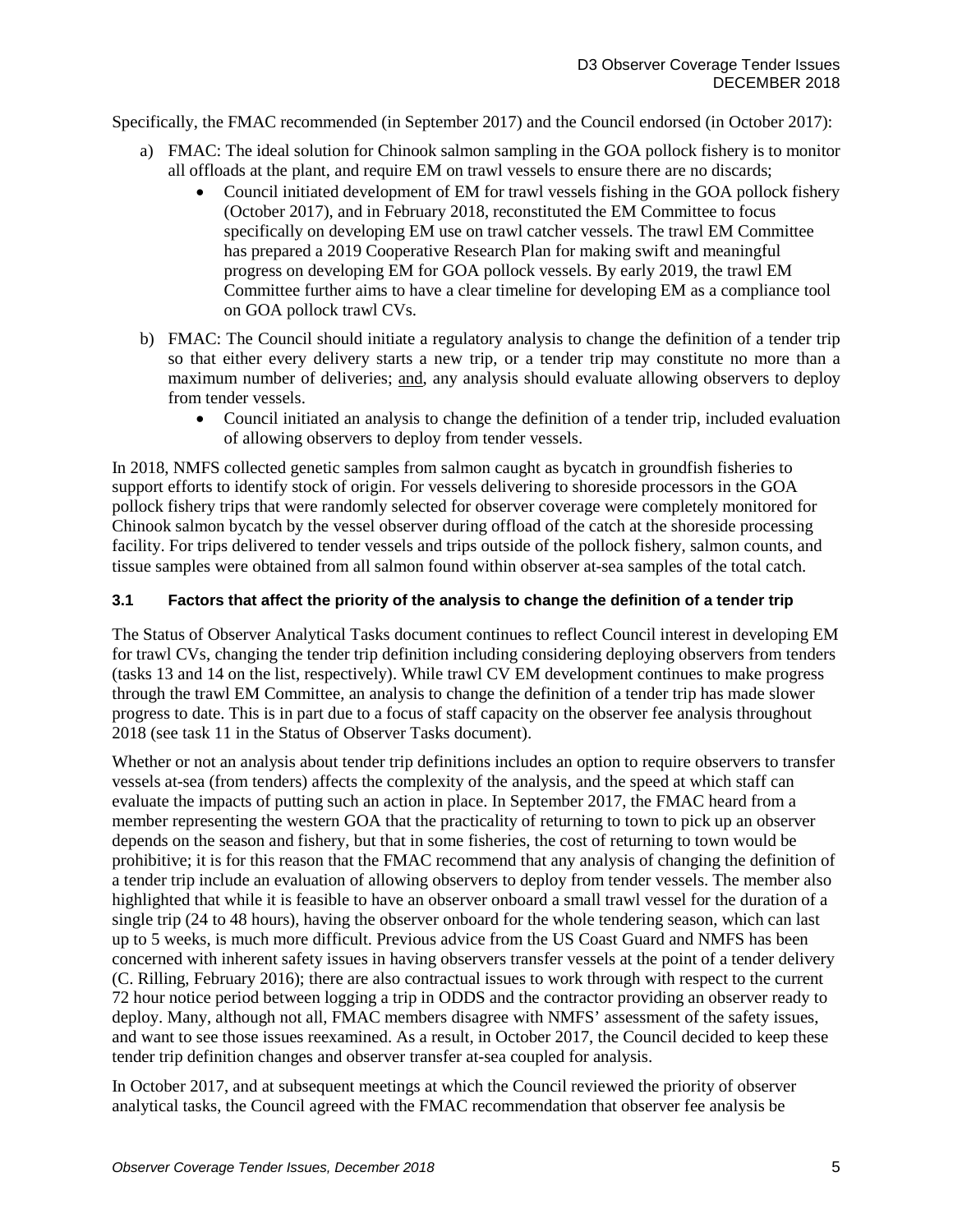Specifically, the FMAC recommended (in September 2017) and the Council endorsed (in October 2017):

a) FMAC: The ideal solution for Chinook salmon sampling in the GOA pollock fishery is to monitor all offloads at the plant, and require EM on trawl vessels to ensure there are no discards;
   - Council initiated development of EM for trawl vessels fishing in the GOA pollock fishery (October 2017), and in February 2018, reconstituted the EM Committee to focus specifically on developing EM use on trawl catcher vessels. The trawl EM Committee has prepared a 2019 Cooperative Research Plan for making swift and meaningful progress on developing EM for GOA pollock vessels. By early 2019, the trawl EM Committee further aims to have a clear timeline for developing EM as a compliance tool on GOA pollock trawl CVs.

b) FMAC: The Council should initiate a regulatory analysis to change the definition of a tender trip so that either every delivery starts a new trip, or a tender trip may constitute no more than a maximum number of deliveries; and, any analysis should evaluate allowing observers to deploy from tender vessels.
   - Council initiated an analysis to change the definition of a tender trip, included evaluation of allowing observers to deploy from tender vessels.

In 2018, NMFS collected genetic samples from salmon caught as bycatch in groundfish fisheries to support efforts to identify stock of origin. For vessels delivering to shoreside processors in the GOA pollock fishery trips that were randomly selected for observer coverage were completely monitored for Chinook salmon bycatch by the vessel observer during offload of the catch at the shoreside processing facility. For trips delivered to tender vessels and trips outside of the pollock fishery, salmon counts, and tissue samples were obtained from all salmon found within observer at-sea samples of the total catch.

### 3.1 Factors that affect the priority of the analysis to change the definition of a tender trip

The Status of Observer Analytical Tasks document continues to reflect Council interest in developing EM for trawl CVs, changing the tender trip definition including considering deploying observers from tenders (tasks 13 and 14 on the list, respectively). While trawl CV EM development continues to make progress through the trawl EM Committee, an analysis to change the definition of a tender trip has made slower progress to date. This is in part due to a focus of staff capacity on the observer fee analysis throughout 2018 (see task 11 in the Status of Observer Tasks document).

Whether or not an analysis about tender trip definitions includes an option to require observers to transfer vessels at-sea (from tenders) affects the complexity of the analysis, and the speed at which staff can evaluate the impacts of putting such an action in place. In September 2017, the FMAC heard from a member representing the western GOA that the practicality of returning to town to pick up an observer depends on the season and fishery, but that in some fisheries, the cost of returning to town would be prohibitive; it is for this reason that the FMAC recommend that any analysis of changing the definition of a tender trip include an evaluation of allowing observers to deploy from tender vessels. The member also highlighted that while it is feasible to have an observer onboard a small trawl vessel for the duration of a single trip (24 to 48 hours), having the observer onboard for the whole tendering season, which can last up to 5 weeks, is much more difficult. Previous advice from the US Coast Guard and NMFS has been concerned with inherent safety issues in having observers transfer vessels at the point of a tender delivery (C. Rilling, February 2016); there are also contractual issues to work through with respect to the current 72 hour notice period between logging a trip in ODDS and the contractor providing an observer ready to deploy. Many, although not all, FMAC members disagree with NMFS' assessment of the safety issues, and want to see those issues reexamined. As a result, in October 2017, the Council decided to keep these tender trip definition changes and observer transfer at-sea coupled for analysis.

In October 2017, and at subsequent meetings at which the Council reviewed the priority of observer analytical tasks, the Council agreed with the FMAC recommendation that observer fee analysis be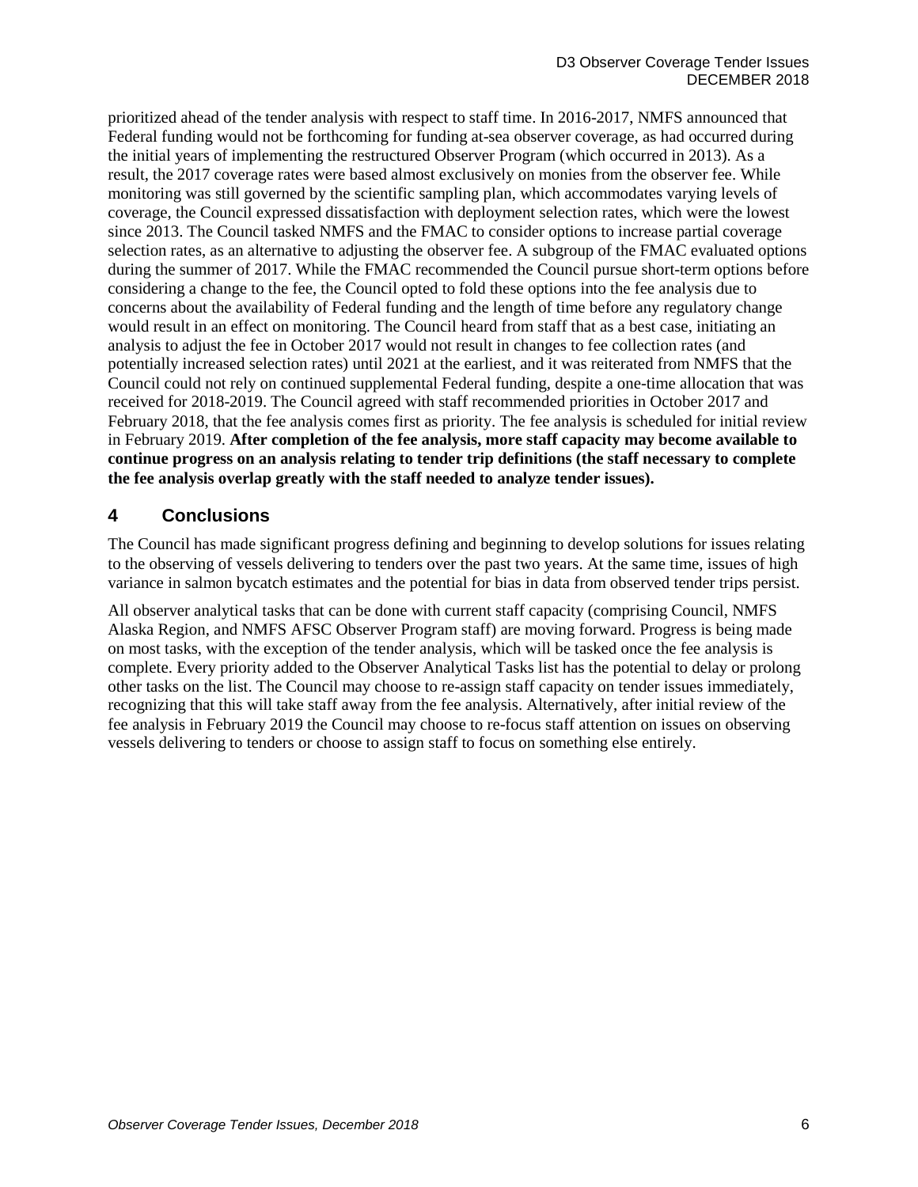prioritized ahead of the tender analysis with respect to staff time. In 2016-2017, NMFS announced that Federal funding would not be forthcoming for funding at-sea observer coverage, as had occurred during the initial years of implementing the restructured Observer Program (which occurred in 2013). As a result, the 2017 coverage rates were based almost exclusively on monies from the observer fee. While monitoring was still governed by the scientific sampling plan, which accommodates varying levels of coverage, the Council expressed dissatisfaction with deployment selection rates, which were the lowest since 2013. The Council tasked NMFS and the FMAC to consider options to increase partial coverage selection rates, as an alternative to adjusting the observer fee. A subgroup of the FMAC evaluated options during the summer of 2017. While the FMAC recommended the Council pursue short-term options before considering a change to the fee, the Council opted to fold these options into the fee analysis due to concerns about the availability of Federal funding and the length of time before any regulatory change would result in an effect on monitoring. The Council heard from staff that as a best case, initiating an analysis to adjust the fee in October 2017 would not result in changes to fee collection rates (and potentially increased selection rates) until 2021 at the earliest, and it was reiterated from NMFS that the Council could not rely on continued supplemental Federal funding, despite a one-time allocation that was received for 2018-2019. The Council agreed with staff recommended priorities in October 2017 and February 2018, that the fee analysis comes first as priority. The fee analysis is scheduled for initial review in February 2019. **After completion of the fee analysis, more staff capacity may become available to continue progress on an analysis relating to tender trip definitions (the staff necessary to complete the fee analysis overlap greatly with the staff needed to analyze tender issues).**

# 4 Conclusions

The Council has made significant progress defining and beginning to develop solutions for issues relating to the observing of vessels delivering to tenders over the past two years. At the same time, issues of high variance in salmon bycatch estimates and the potential for bias in data from observed tender trips persist.

All observer analytical tasks that can be done with current staff capacity (comprising Council, NMFS Alaska Region, and NMFS AFSC Observer Program staff) are moving forward. Progress is being made on most tasks, with the exception of the tender analysis, which will be tasked once the fee analysis is complete. Every priority added to the Observer Analytical Tasks list has the potential to delay or prolong other tasks on the list. The Council may choose to re-assign staff capacity on tender issues immediately, recognizing that this will take staff away from the fee analysis. Alternatively, after initial review of the fee analysis in February 2019 the Council may choose to re-focus staff attention on issues on observing vessels delivering to tenders or choose to assign staff to focus on something else entirely.